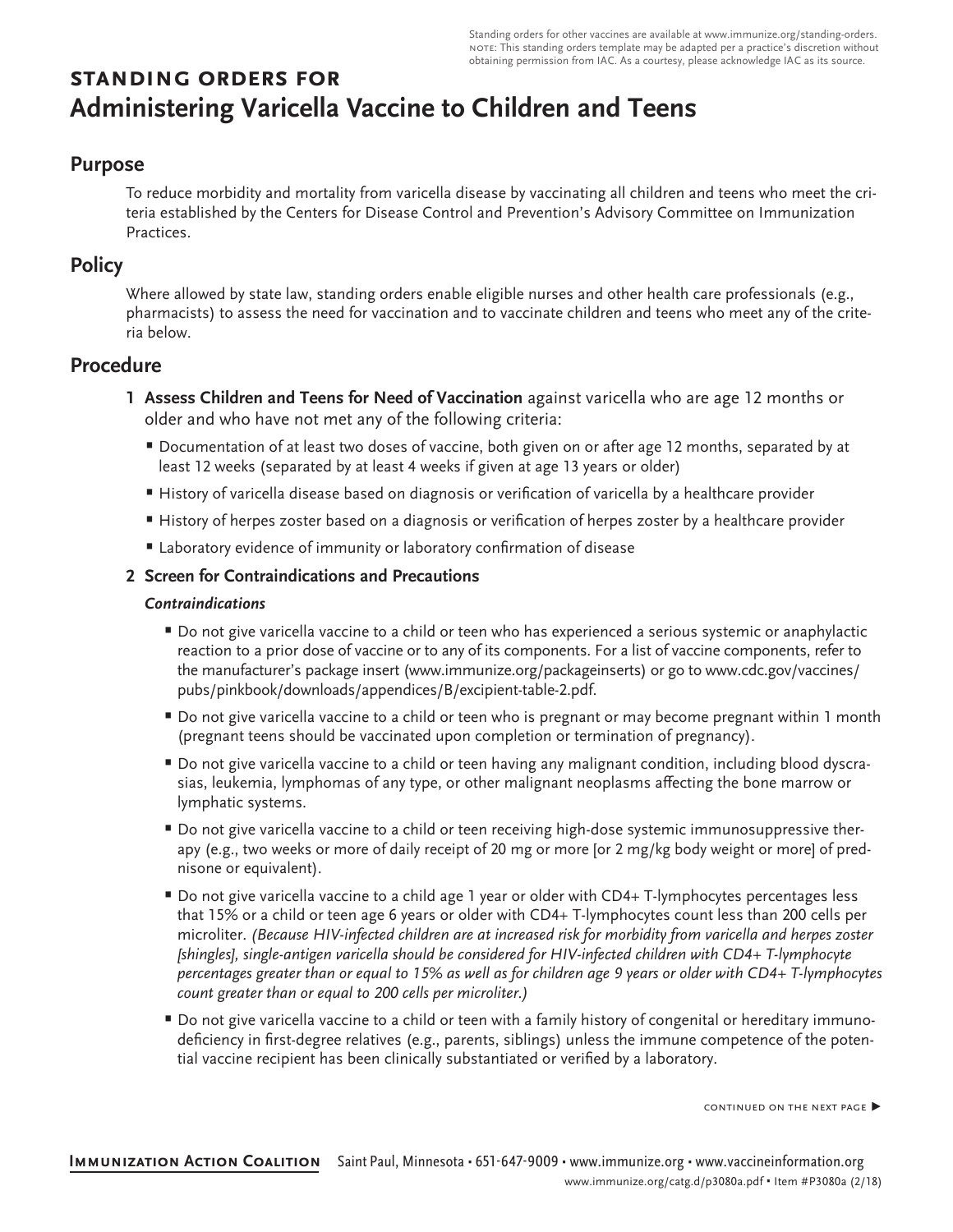Standing orders for other vaccines are available at www.immunize.org/standing-orders.
NOTE: This standing orders template may be adapted per a practice's discretion without obtaining permission from IAC. As a courtesy, please acknowledge IAC as its source.

# STANDING ORDERS FOR
# Administering Varicella Vaccine to Children and Teens

## Purpose

To reduce morbidity and mortality from varicella disease by vaccinating all children and teens who meet the criteria established by the Centers for Disease Control and Prevention's Advisory Committee on Immunization Practices.

## Policy

Where allowed by state law, standing orders enable eligible nurses and other health care professionals (e.g., pharmacists) to assess the need for vaccination and to vaccinate children and teens who meet any of the criteria below.

## Procedure

**1 Assess Children and Teens for Need of Vaccination** against varicella who are age 12 months or older and who have not met any of the following criteria:

- Documentation of at least two doses of vaccine, both given on or after age 12 months, separated by at least 12 weeks (separated by at least 4 weeks if given at age 13 years or older)
- History of varicella disease based on diagnosis or verification of varicella by a healthcare provider
- History of herpes zoster based on a diagnosis or verification of herpes zoster by a healthcare provider
- Laboratory evidence of immunity or laboratory confirmation of disease

**2 Screen for Contraindications and Precautions**

***Contraindications***

- Do not give varicella vaccine to a child or teen who has experienced a serious systemic or anaphylactic reaction to a prior dose of vaccine or to any of its components. For a list of vaccine components, refer to the manufacturer's package insert (www.immunize.org/packageinserts) or go to www.cdc.gov/vaccines/pubs/pinkbook/downloads/appendices/B/excipient-table-2.pdf.
- Do not give varicella vaccine to a child or teen who is pregnant or may become pregnant within 1 month (pregnant teens should be vaccinated upon completion or termination of pregnancy).
- Do not give varicella vaccine to a child or teen having any malignant condition, including blood dyscrasias, leukemia, lymphomas of any type, or other malignant neoplasms affecting the bone marrow or lymphatic systems.
- Do not give varicella vaccine to a child or teen receiving high-dose systemic immunosuppressive therapy (e.g., two weeks or more of daily receipt of 20 mg or more [or 2 mg/kg body weight or more] of prednisone or equivalent).
- Do not give varicella vaccine to a child age 1 year or older with CD4+ T-lymphocytes percentages less that 15% or a child or teen age 6 years or older with CD4+ T-lymphocytes count less than 200 cells per microliter. *(Because HIV-infected children are at increased risk for morbidity from varicella and herpes zoster [shingles], single-antigen varicella should be considered for HIV-infected children with CD4+ T-lymphocyte percentages greater than or equal to 15% as well as for children age 9 years or older with CD4+ T-lymphocytes count greater than or equal to 200 cells per microliter.)*
- Do not give varicella vaccine to a child or teen with a family history of congenital or hereditary immunodeficiency in first-degree relatives (e.g., parents, siblings) unless the immune competence of the potential vaccine recipient has been clinically substantiated or verified by a laboratory.

CONTINUED ON THE NEXT PAGE ▶

**Immunization Action Coalition** Saint Paul, Minnesota • 651-647-9009 • www.immunize.org • www.vaccineinformation.org
www.immunize.org/catg.d/p3080a.pdf • Item #P3080a (2/18)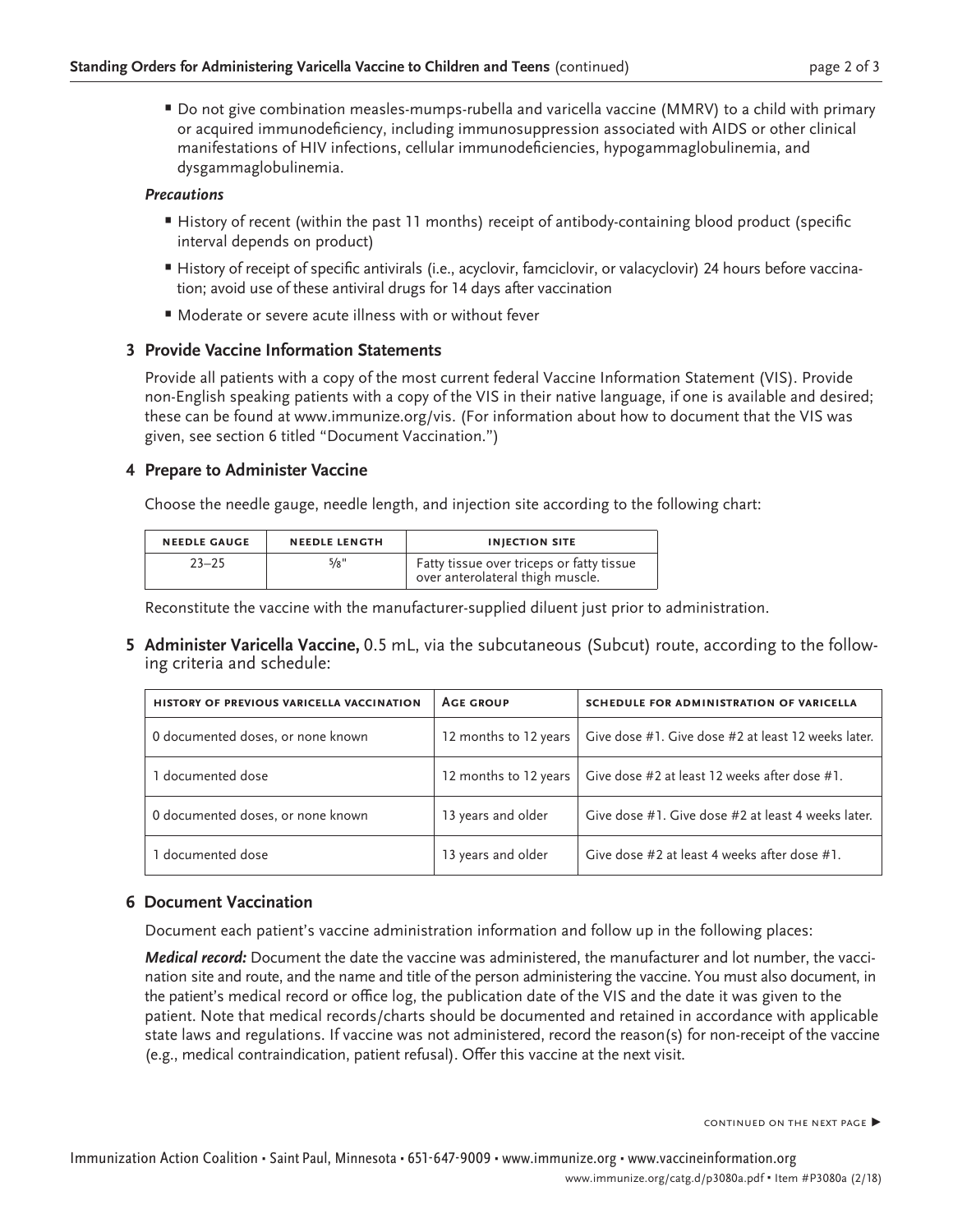- Do not give combination measles-mumps-rubella and varicella vaccine (MMRV) to a child with primary or acquired immunodeficiency, including immunosuppression associated with AIDS or other clinical manifestations of HIV infections, cellular immunodeficiencies, hypogammaglobulinemia, and dysgammaglobulinemia.

***Precautions***

- History of recent (within the past 11 months) receipt of antibody-containing blood product (specific interval depends on product)
- History of receipt of specific antivirals (i.e., acyclovir, famciclovir, or valacyclovir) 24 hours before vaccination; avoid use of these antiviral drugs for 14 days after vaccination
- Moderate or severe acute illness with or without fever

### 3 Provide Vaccine Information Statements

Provide all patients with a copy of the most current federal Vaccine Information Statement (VIS). Provide non-English speaking patients with a copy of the VIS in their native language, if one is available and desired; these can be found at www.immunize.org/vis. (For information about how to document that the VIS was given, see section 6 titled "Document Vaccination.")

### 4 Prepare to Administer Vaccine

Choose the needle gauge, needle length, and injection site according to the following chart:

| NEEDLE GAUGE | NEEDLE LENGTH | INJECTION SITE |
|---|---|---|
| 23–25 | ⅝" | Fatty tissue over triceps or fatty tissue over anterolateral thigh muscle. |

Reconstitute the vaccine with the manufacturer-supplied diluent just prior to administration.

### 5 Administer Varicella Vaccine, 0.5 mL, via the subcutaneous (Subcut) route, according to the following criteria and schedule:

| HISTORY OF PREVIOUS VARICELLA VACCINATION | AGE GROUP | SCHEDULE FOR ADMINISTRATION OF VARICELLA |
|---|---|---|
| 0 documented doses, or none known | 12 months to 12 years | Give dose #1. Give dose #2 at least 12 weeks later. |
| 1 documented dose | 12 months to 12 years | Give dose #2 at least 12 weeks after dose #1. |
| 0 documented doses, or none known | 13 years and older | Give dose #1. Give dose #2 at least 4 weeks later. |
| 1 documented dose | 13 years and older | Give dose #2 at least 4 weeks after dose #1. |

### 6 Document Vaccination

Document each patient's vaccine administration information and follow up in the following places:

***Medical record:*** Document the date the vaccine was administered, the manufacturer and lot number, the vaccination site and route, and the name and title of the person administering the vaccine. You must also document, in the patient's medical record or office log, the publication date of the VIS and the date it was given to the patient. Note that medical records/charts should be documented and retained in accordance with applicable state laws and regulations. If vaccine was not administered, record the reason(s) for non-receipt of the vaccine (e.g., medical contraindication, patient refusal). Offer this vaccine at the next visit.

CONTINUED ON THE NEXT PAGE ▶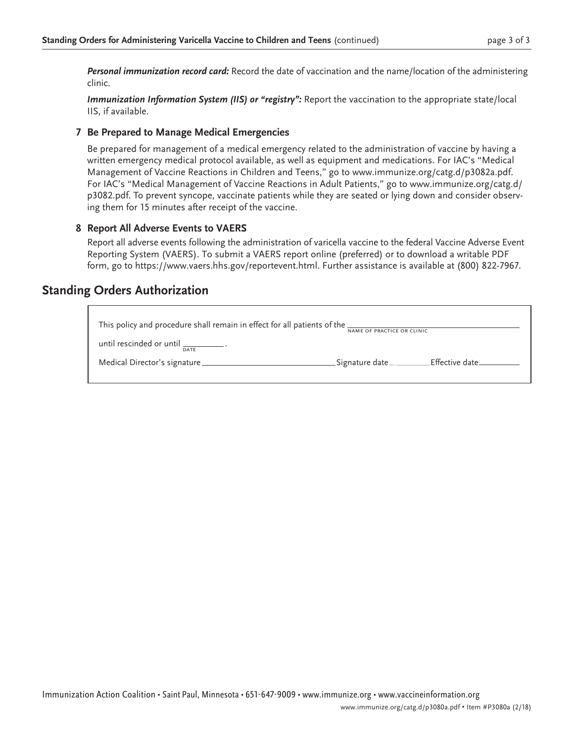***Personal immunization record card:*** Record the date of vaccination and the name/location of the administering clinic.

***Immunization Information System (IIS) or "registry":*** Report the vaccination to the appropriate state/local IIS, if available.

### 7 Be Prepared to Manage Medical Emergencies

Be prepared for management of a medical emergency related to the administration of vaccine by having a written emergency medical protocol available, as well as equipment and medications. For IAC's "Medical Management of Vaccine Reactions in Children and Teens," go to www.immunize.org/catg.d/p3082a.pdf. For IAC's "Medical Management of Vaccine Reactions in Adult Patients," go to www.immunize.org/catg.d/p3082.pdf. To prevent syncope, vaccinate patients while they are seated or lying down and consider observing them for 15 minutes after receipt of the vaccine.

### 8 Report All Adverse Events to VAERS

Report all adverse events following the administration of varicella vaccine to the federal Vaccine Adverse Event Reporting System (VAERS). To submit a VAERS report online (preferred) or to download a writable PDF form, go to https://www.vaers.hhs.gov/reportevent.html. Further assistance is available at (800) 822-7967.

## Standing Orders Authorization

This policy and procedure shall remain in effect for all patients of the ______________________ (NAME OF PRACTICE OR CLINIC)

until rescinded or until __________ (DATE).

Medical Director's signature ______________________ Signature date __________ Effective date __________

Immunization Action Coalition • Saint Paul, Minnesota • 651-647-9009 • www.immunize.org • www.vaccineinformation.org

www.immunize.org/catg.d/p3080a.pdf • Item #P3080a (2/18)